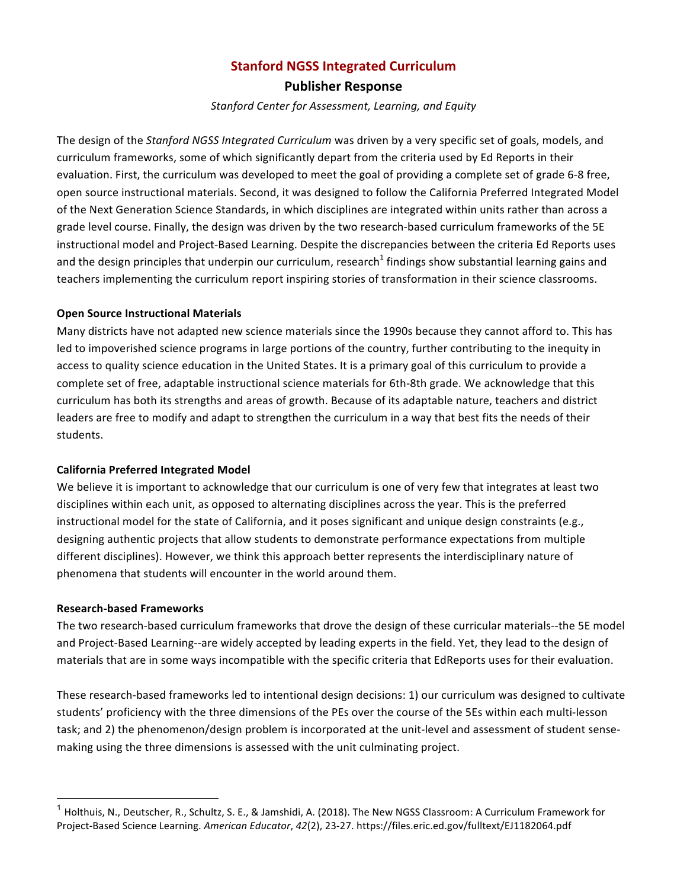# Stanford NGSS Integrated Curriculum

## Publisher Response

*Stanford Center for Assessment, Learning, and Equity*

The design of the *Stanford NGSS Integrated Curriculum* was driven by a very specific set of goals, models, and curriculum frameworks, some of which significantly depart from the criteria used by Ed Reports in their evaluation. First, the curriculum was developed to meet the goal of providing a complete set of grade 6-8 free, open source instructional materials. Second, it was designed to follow the California Preferred Integrated Model of the Next Generation Science Standards, in which disciplines are integrated within units rather than across a grade level course. Finally, the design was driven by the two research-based curriculum frameworks of the 5E instructional model and Project-Based Learning. Despite the discrepancies between the criteria Ed Reports uses and the design principles that underpin our curriculum, research[1] findings show substantial learning gains and teachers implementing the curriculum report inspiring stories of transformation in their science classrooms.

**Open Source Instructional Materials**

Many districts have not adapted new science materials since the 1990s because they cannot afford to. This has led to impoverished science programs in large portions of the country, further contributing to the inequity in access to quality science education in the United States. It is a primary goal of this curriculum to provide a complete set of free, adaptable instructional science materials for 6th-8th grade. We acknowledge that this curriculum has both its strengths and areas of growth. Because of its adaptable nature, teachers and district leaders are free to modify and adapt to strengthen the curriculum in a way that best fits the needs of their students.

**California Preferred Integrated Model**

We believe it is important to acknowledge that our curriculum is one of very few that integrates at least two disciplines within each unit, as opposed to alternating disciplines across the year. This is the preferred instructional model for the state of California, and it poses significant and unique design constraints (e.g., designing authentic projects that allow students to demonstrate performance expectations from multiple different disciplines). However, we think this approach better represents the interdisciplinary nature of phenomena that students will encounter in the world around them.

**Research-based Frameworks**

The two research-based curriculum frameworks that drove the design of these curricular materials--the 5E model and Project-Based Learning--are widely accepted by leading experts in the field. Yet, they lead to the design of materials that are in some ways incompatible with the specific criteria that EdReports uses for their evaluation.

These research-based frameworks led to intentional design decisions: 1) our curriculum was designed to cultivate students' proficiency with the three dimensions of the PEs over the course of the 5Es within each multi-lesson task; and 2) the phenomenon/design problem is incorporated at the unit-level and assessment of student sense-making using the three dimensions is assessed with the unit culminating project.

---

[1] Holthuis, N., Deutscher, R., Schultz, S. E., & Jamshidi, A. (2018). The New NGSS Classroom: A Curriculum Framework for Project-Based Science Learning. *American Educator*, *42*(2), 23-27. https://files.eric.ed.gov/fulltext/EJ1182064.pdf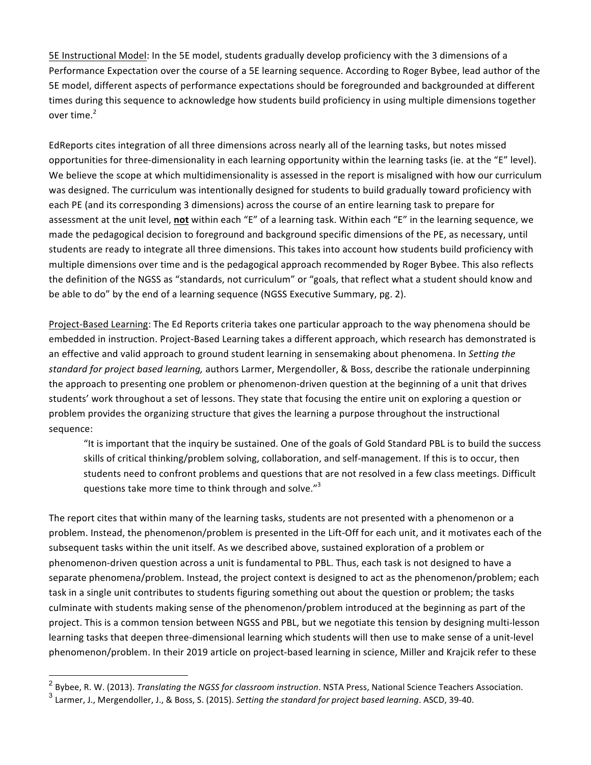5E Instructional Model: In the 5E model, students gradually develop proficiency with the 3 dimensions of a Performance Expectation over the course of a 5E learning sequence. According to Roger Bybee, lead author of the 5E model, different aspects of performance expectations should be foregrounded and backgrounded at different times during this sequence to acknowledge how students build proficiency in using multiple dimensions together over time.[2]

EdReports cites integration of all three dimensions across nearly all of the learning tasks, but notes missed opportunities for three-dimensionality in each learning opportunity within the learning tasks (ie. at the "E" level). We believe the scope at which multidimensionality is assessed in the report is misaligned with how our curriculum was designed. The curriculum was intentionally designed for students to build gradually toward proficiency with each PE (and its corresponding 3 dimensions) across the course of an entire learning task to prepare for assessment at the unit level, **not** within each "E" of a learning task. Within each "E" in the learning sequence, we made the pedagogical decision to foreground and background specific dimensions of the PE, as necessary, until students are ready to integrate all three dimensions. This takes into account how students build proficiency with multiple dimensions over time and is the pedagogical approach recommended by Roger Bybee. This also reflects the definition of the NGSS as "standards, not curriculum" or "goals, that reflect what a student should know and be able to do" by the end of a learning sequence (NGSS Executive Summary, pg. 2).

Project-Based Learning: The Ed Reports criteria takes one particular approach to the way phenomena should be embedded in instruction. Project-Based Learning takes a different approach, which research has demonstrated is an effective and valid approach to ground student learning in sensemaking about phenomena. In *Setting the standard for project based learning,* authors Larmer, Mergendoller, & Boss, describe the rationale underpinning the approach to presenting one problem or phenomenon-driven question at the beginning of a unit that drives students' work throughout a set of lessons. They state that focusing the entire unit on exploring a question or problem provides the organizing structure that gives the learning a purpose throughout the instructional sequence:

> "It is important that the inquiry be sustained. One of the goals of Gold Standard PBL is to build the success skills of critical thinking/problem solving, collaboration, and self-management. If this is to occur, then students need to confront problems and questions that are not resolved in a few class meetings. Difficult questions take more time to think through and solve."[3]

The report cites that within many of the learning tasks, students are not presented with a phenomenon or a problem. Instead, the phenomenon/problem is presented in the Lift-Off for each unit, and it motivates each of the subsequent tasks within the unit itself. As we described above, sustained exploration of a problem or phenomenon-driven question across a unit is fundamental to PBL. Thus, each task is not designed to have a separate phenomena/problem. Instead, the project context is designed to act as the phenomenon/problem; each task in a single unit contributes to students figuring something out about the question or problem; the tasks culminate with students making sense of the phenomenon/problem introduced at the beginning as part of the project. This is a common tension between NGSS and PBL, but we negotiate this tension by designing multi-lesson learning tasks that deepen three-dimensional learning which students will then use to make sense of a unit-level phenomenon/problem. In their 2019 article on project-based learning in science, Miller and Krajcik refer to these

---

[2] Bybee, R. W. (2013). *Translating the NGSS for classroom instruction*. NSTA Press, National Science Teachers Association.

[3] Larmer, J., Mergendoller, J., & Boss, S. (2015). *Setting the standard for project based learning*. ASCD, 39-40.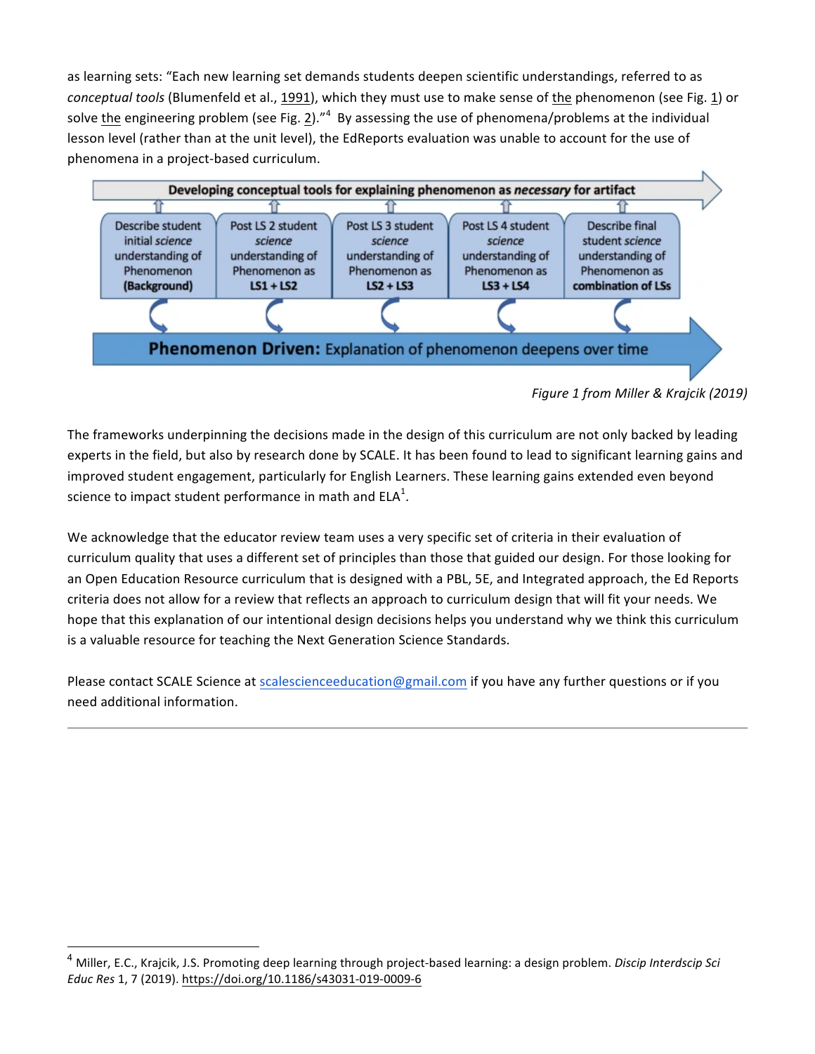as learning sets: "Each new learning set demands students deepen scientific understandings, referred to as *conceptual tools* (Blumenfeld et al., 1991), which they must use to make sense of the phenomenon (see Fig. 1) or solve the engineering problem (see Fig. 2)."[4] By assessing the use of phenomena/problems at the individual lesson level (rather than at the unit level), the EdReports evaluation was unable to account for the use of phenomena in a project-based curriculum.

Developing conceptual tools for explaining phenomenon as *necessary* for artifact

Describe student initial *science* understanding of Phenomenon **(Background)**

Post LS 2 student *science* understanding of Phenomenon as **LS1 + LS2**

Post LS 3 student *science* understanding of Phenomenon as **LS2 + LS3**

Post LS 4 student *science* understanding of Phenomenon as **LS3 + LS4**

Describe final student *science* understanding of Phenomenon as **combination of LSs**

**Phenomenon Driven:** Explanation of phenomenon deepens over time

*Figure 1 from Miller & Krajcik (2019)*

The frameworks underpinning the decisions made in the design of this curriculum are not only backed by leading experts in the field, but also by research done by SCALE. It has been found to lead to significant learning gains and improved student engagement, particularly for English Learners. These learning gains extended even beyond science to impact student performance in math and ELA[1].

We acknowledge that the educator review team uses a very specific set of criteria in their evaluation of curriculum quality that uses a different set of principles than those that guided our design. For those looking for an Open Education Resource curriculum that is designed with a PBL, 5E, and Integrated approach, the Ed Reports criteria does not allow for a review that reflects an approach to curriculum design that will fit your needs. We hope that this explanation of our intentional design decisions helps you understand why we think this curriculum is a valuable resource for teaching the Next Generation Science Standards.

Please contact SCALE Science at scalescienceeducation@gmail.com if you have any further questions or if you need additional information.

---

[4] Miller, E.C., Krajcik, J.S. Promoting deep learning through project-based learning: a design problem. *Discip Interdscip Sci Educ Res* 1, 7 (2019). https://doi.org/10.1186/s43031-019-0009-6